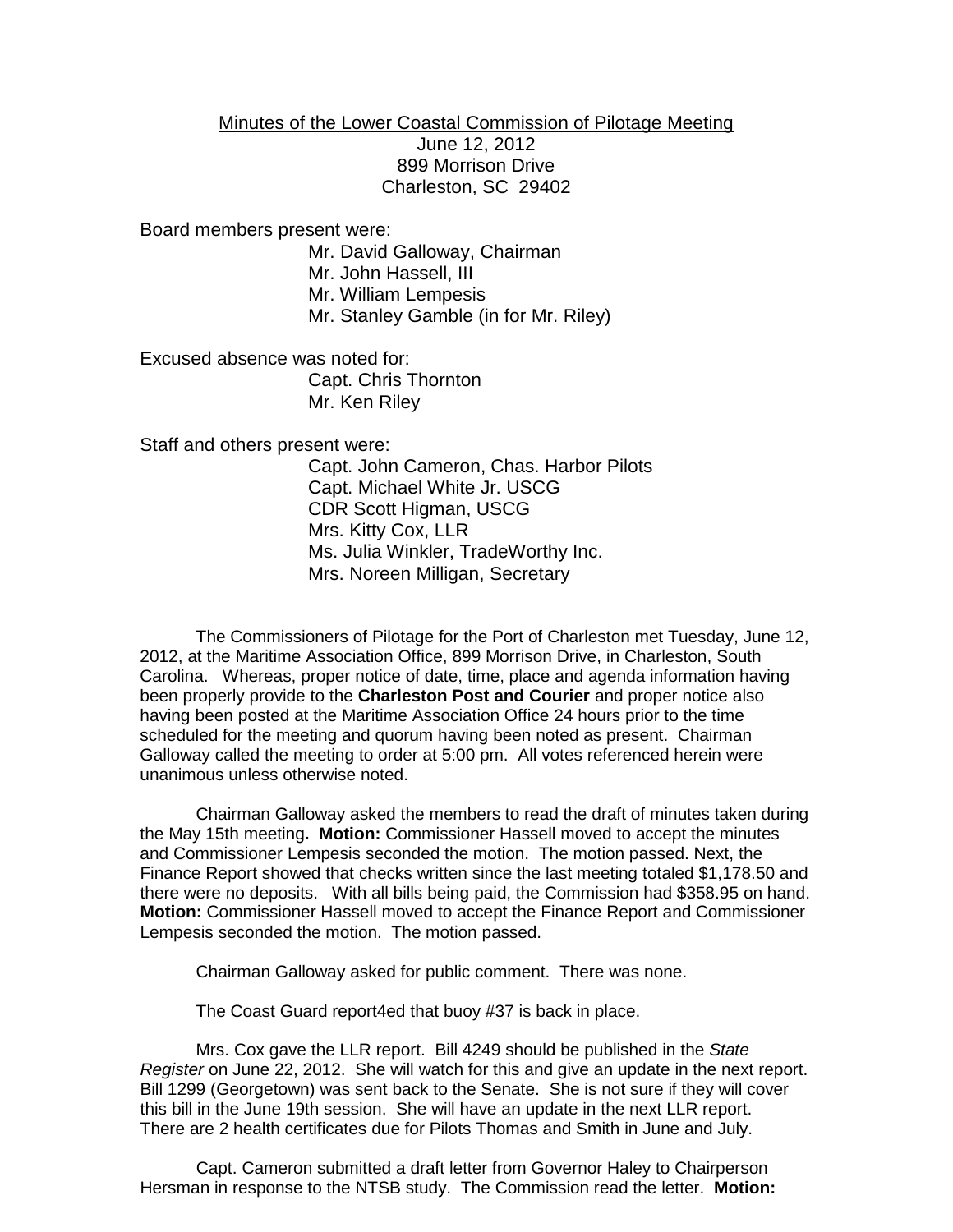Minutes of the Lower Coastal Commission of Pilotage Meeting
June 12, 2012
899 Morrison Drive
Charleston, SC 29402

Board members present were:

Mr. David Galloway, Chairman
Mr. John Hassell, III
Mr. William Lempesis
Mr. Stanley Gamble (in for Mr. Riley)

Excused absence was noted for:

Capt. Chris Thornton
Mr. Ken Riley

Staff and others present were:

Capt. John Cameron, Chas. Harbor Pilots
Capt. Michael White Jr. USCG
CDR Scott Higman, USCG
Mrs. Kitty Cox, LLR
Ms. Julia Winkler, TradeWorthy Inc.
Mrs. Noreen Milligan, Secretary

The Commissioners of Pilotage for the Port of Charleston met Tuesday, June 12, 2012, at the Maritime Association Office, 899 Morrison Drive, in Charleston, South Carolina. Whereas, proper notice of date, time, place and agenda information having been properly provide to the **Charleston Post and Courier** and proper notice also having been posted at the Maritime Association Office 24 hours prior to the time scheduled for the meeting and quorum having been noted as present. Chairman Galloway called the meeting to order at 5:00 pm. All votes referenced herein were unanimous unless otherwise noted.

Chairman Galloway asked the members to read the draft of minutes taken during the May 15th meeting**. Motion:** Commissioner Hassell moved to accept the minutes and Commissioner Lempesis seconded the motion. The motion passed. Next, the Finance Report showed that checks written since the last meeting totaled $1,178.50 and there were no deposits. With all bills being paid, the Commission had $358.95 on hand. **Motion:** Commissioner Hassell moved to accept the Finance Report and Commissioner Lempesis seconded the motion. The motion passed.

Chairman Galloway asked for public comment. There was none.

The Coast Guard report4ed that buoy #37 is back in place.

Mrs. Cox gave the LLR report. Bill 4249 should be published in the *State Register* on June 22, 2012. She will watch for this and give an update in the next report. Bill 1299 (Georgetown) was sent back to the Senate. She is not sure if they will cover this bill in the June 19th session. She will have an update in the next LLR report. There are 2 health certificates due for Pilots Thomas and Smith in June and July.

Capt. Cameron submitted a draft letter from Governor Haley to Chairperson Hersman in response to the NTSB study. The Commission read the letter. **Motion:**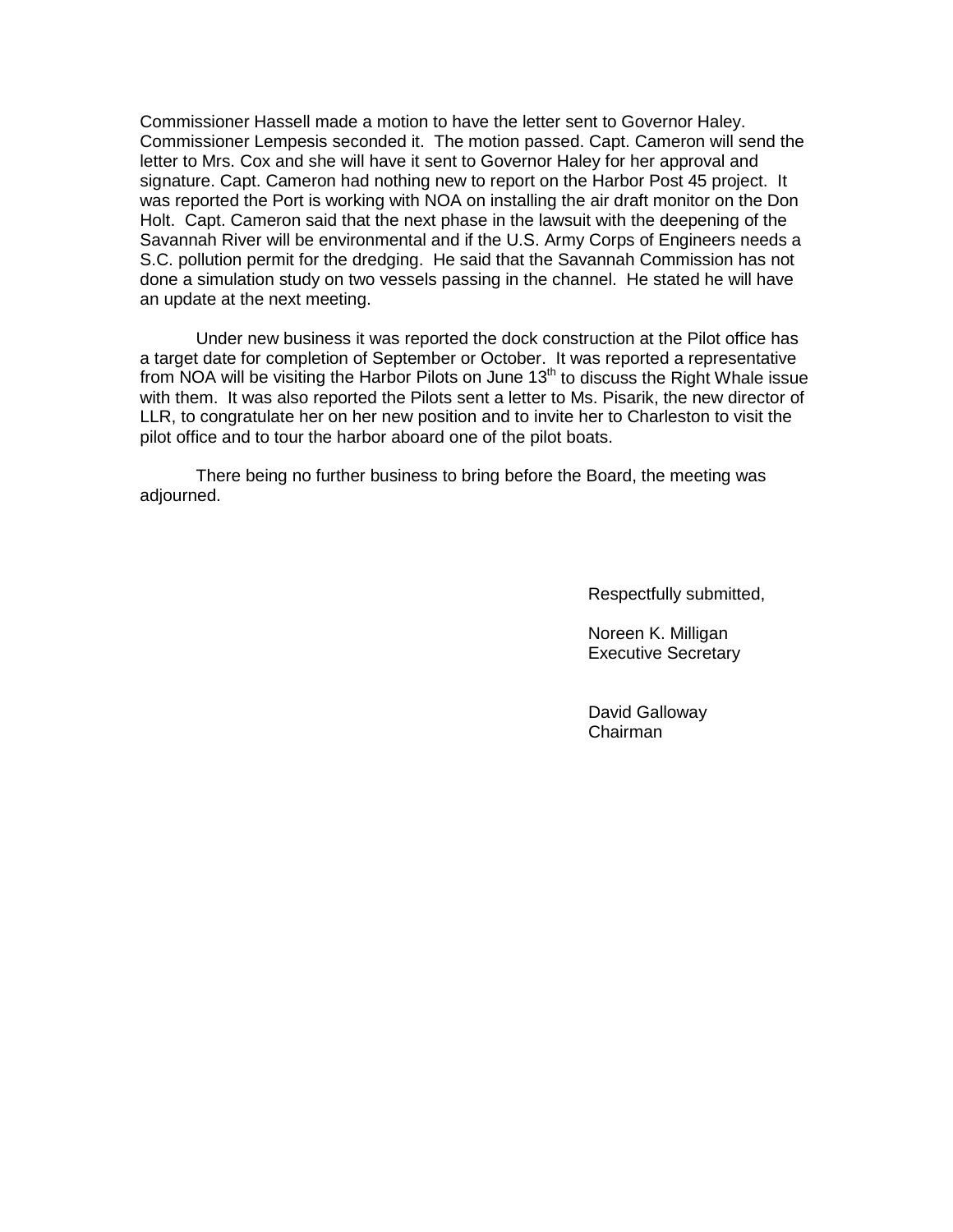Commissioner Hassell made a motion to have the letter sent to Governor Haley. Commissioner Lempesis seconded it. The motion passed. Capt. Cameron will send the letter to Mrs. Cox and she will have it sent to Governor Haley for her approval and signature. Capt. Cameron had nothing new to report on the Harbor Post 45 project. It was reported the Port is working with NOA on installing the air draft monitor on the Don Holt. Capt. Cameron said that the next phase in the lawsuit with the deepening of the Savannah River will be environmental and if the U.S. Army Corps of Engineers needs a S.C. pollution permit for the dredging. He said that the Savannah Commission has not done a simulation study on two vessels passing in the channel. He stated he will have an update at the next meeting.

Under new business it was reported the dock construction at the Pilot office has a target date for completion of September or October. It was reported a representative from NOA will be visiting the Harbor Pilots on June 13th to discuss the Right Whale issue with them. It was also reported the Pilots sent a letter to Ms. Pisarik, the new director of LLR, to congratulate her on her new position and to invite her to Charleston to visit the pilot office and to tour the harbor aboard one of the pilot boats.

There being no further business to bring before the Board, the meeting was adjourned.

Respectfully submitted,

Noreen K. Milligan
Executive Secretary

David Galloway
Chairman